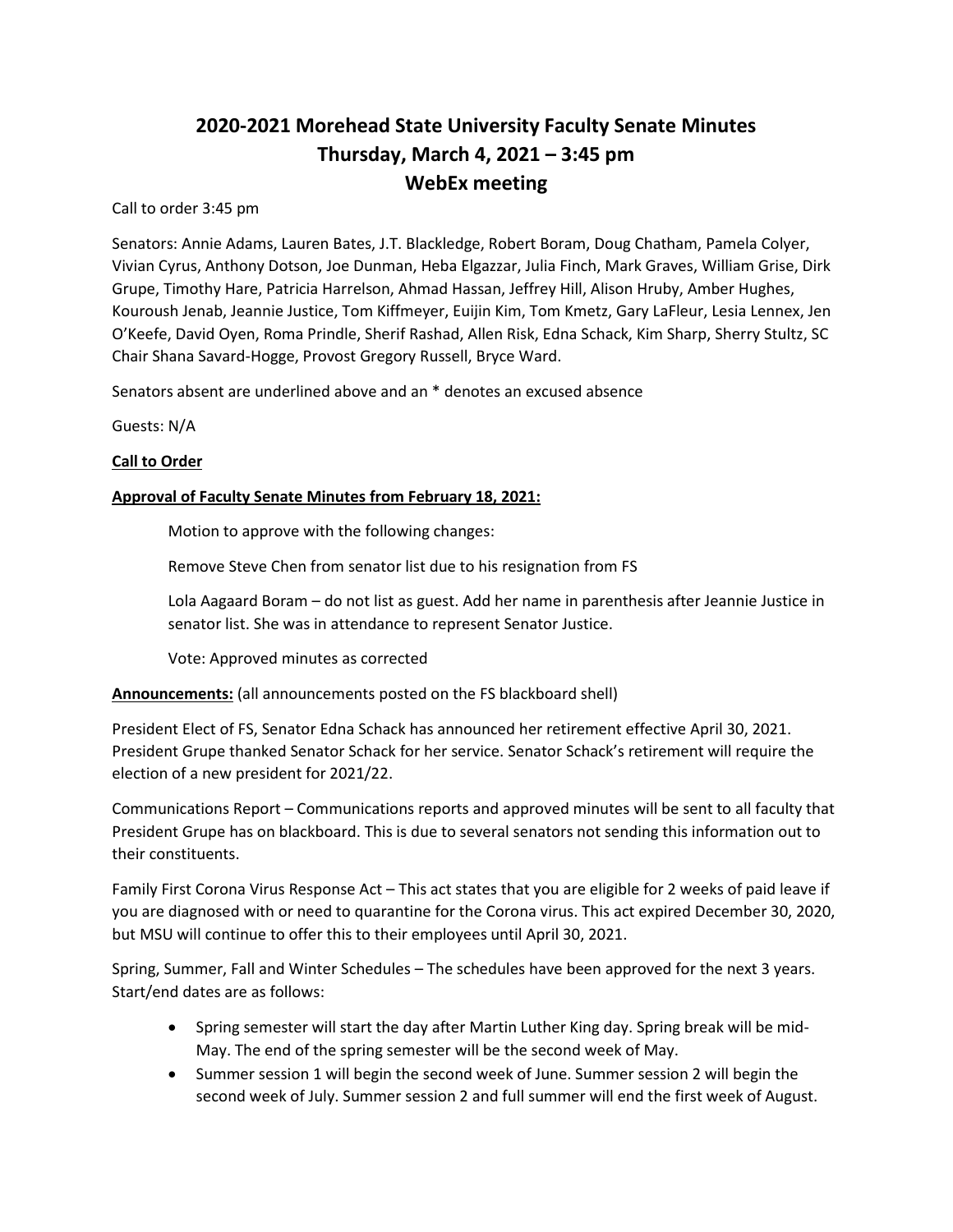# 2020-2021 Morehead State University Faculty Senate Minutes
# Thursday, March 4, 2021 – 3:45 pm
# WebEx meeting

Call to order 3:45 pm

Senators: Annie Adams, Lauren Bates, J.T. Blackledge, Robert Boram, Doug Chatham, Pamela Colyer, Vivian Cyrus, Anthony Dotson, Joe Dunman, Heba Elgazzar, Julia Finch, Mark Graves, William Grise, Dirk Grupe, Timothy Hare, Patricia Harrelson, Ahmad Hassan, Jeffrey Hill, Alison Hruby, Amber Hughes, Kouroush Jenab, Jeannie Justice, Tom Kiffmeyer, Euijin Kim, Tom Kmetz, Gary LaFleur, Lesia Lennex, Jen O'Keefe, David Oyen, Roma Prindle, Sherif Rashad, Allen Risk, Edna Schack, Kim Sharp, Sherry Stultz, SC Chair Shana Savard-Hogge, Provost Gregory Russell, Bryce Ward.

Senators absent are underlined above and an * denotes an excused absence

Guests: N/A

**Call to Order**

**Approval of Faculty Senate Minutes from February 18, 2021:**

Motion to approve with the following changes:

Remove Steve Chen from senator list due to his resignation from FS

Lola Aagaard Boram – do not list as guest. Add her name in parenthesis after Jeannie Justice in senator list. She was in attendance to represent Senator Justice.

Vote: Approved minutes as corrected

**Announcements:** (all announcements posted on the FS blackboard shell)

President Elect of FS, Senator Edna Schack has announced her retirement effective April 30, 2021. President Grupe thanked Senator Schack for her service. Senator Schack's retirement will require the election of a new president for 2021/22.

Communications Report – Communications reports and approved minutes will be sent to all faculty that President Grupe has on blackboard. This is due to several senators not sending this information out to their constituents.

Family First Corona Virus Response Act – This act states that you are eligible for 2 weeks of paid leave if you are diagnosed with or need to quarantine for the Corona virus. This act expired December 30, 2020, but MSU will continue to offer this to their employees until April 30, 2021.

Spring, Summer, Fall and Winter Schedules – The schedules have been approved for the next 3 years. Start/end dates are as follows:

- Spring semester will start the day after Martin Luther King day. Spring break will be mid-May. The end of the spring semester will be the second week of May.
- Summer session 1 will begin the second week of June. Summer session 2 will begin the second week of July. Summer session 2 and full summer will end the first week of August.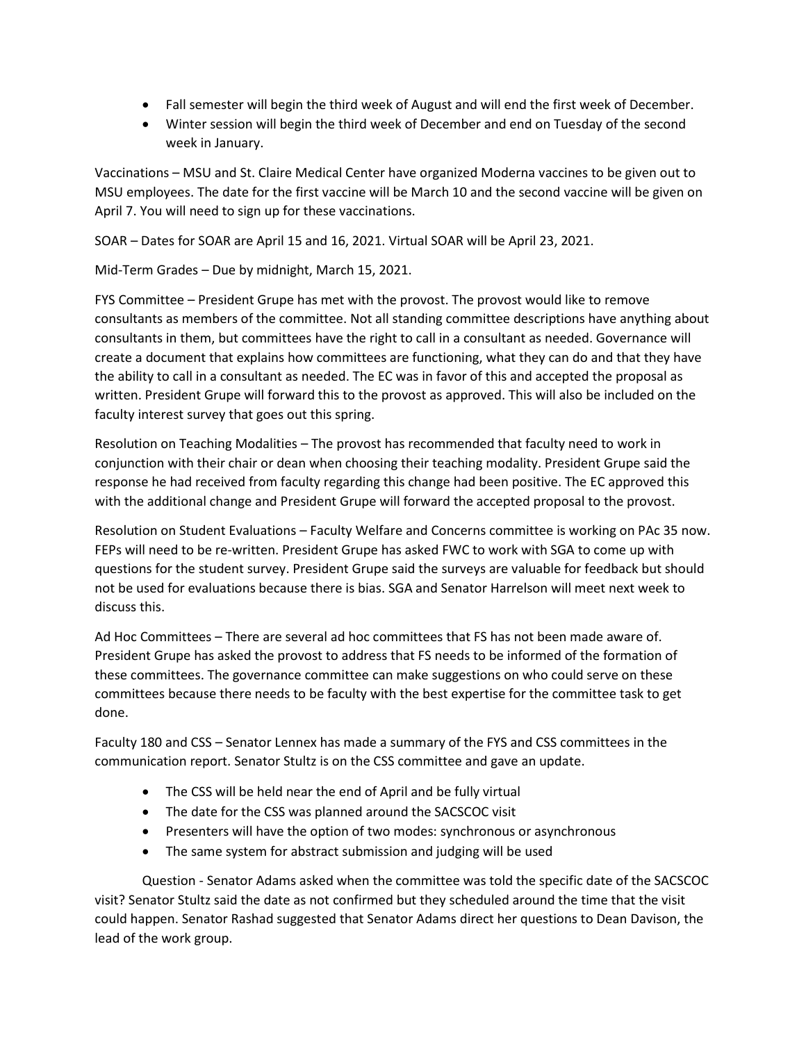- Fall semester will begin the third week of August and will end the first week of December.
- Winter session will begin the third week of December and end on Tuesday of the second week in January.

Vaccinations – MSU and St. Claire Medical Center have organized Moderna vaccines to be given out to MSU employees. The date for the first vaccine will be March 10 and the second vaccine will be given on April 7. You will need to sign up for these vaccinations.

SOAR – Dates for SOAR are April 15 and 16, 2021. Virtual SOAR will be April 23, 2021.

Mid-Term Grades – Due by midnight, March 15, 2021.

FYS Committee – President Grupe has met with the provost. The provost would like to remove consultants as members of the committee. Not all standing committee descriptions have anything about consultants in them, but committees have the right to call in a consultant as needed. Governance will create a document that explains how committees are functioning, what they can do and that they have the ability to call in a consultant as needed. The EC was in favor of this and accepted the proposal as written. President Grupe will forward this to the provost as approved. This will also be included on the faculty interest survey that goes out this spring.

Resolution on Teaching Modalities – The provost has recommended that faculty need to work in conjunction with their chair or dean when choosing their teaching modality. President Grupe said the response he had received from faculty regarding this change had been positive. The EC approved this with the additional change and President Grupe will forward the accepted proposal to the provost.

Resolution on Student Evaluations – Faculty Welfare and Concerns committee is working on PAc 35 now. FEPs will need to be re-written. President Grupe has asked FWC to work with SGA to come up with questions for the student survey. President Grupe said the surveys are valuable for feedback but should not be used for evaluations because there is bias. SGA and Senator Harrelson will meet next week to discuss this.

Ad Hoc Committees – There are several ad hoc committees that FS has not been made aware of. President Grupe has asked the provost to address that FS needs to be informed of the formation of these committees. The governance committee can make suggestions on who could serve on these committees because there needs to be faculty with the best expertise for the committee task to get done.

Faculty 180 and CSS – Senator Lennex has made a summary of the FYS and CSS committees in the communication report. Senator Stultz is on the CSS committee and gave an update.

- The CSS will be held near the end of April and be fully virtual
- The date for the CSS was planned around the SACSCOC visit
- Presenters will have the option of two modes: synchronous or asynchronous
- The same system for abstract submission and judging will be used

Question - Senator Adams asked when the committee was told the specific date of the SACSCOC visit? Senator Stultz said the date as not confirmed but they scheduled around the time that the visit could happen. Senator Rashad suggested that Senator Adams direct her questions to Dean Davison, the lead of the work group.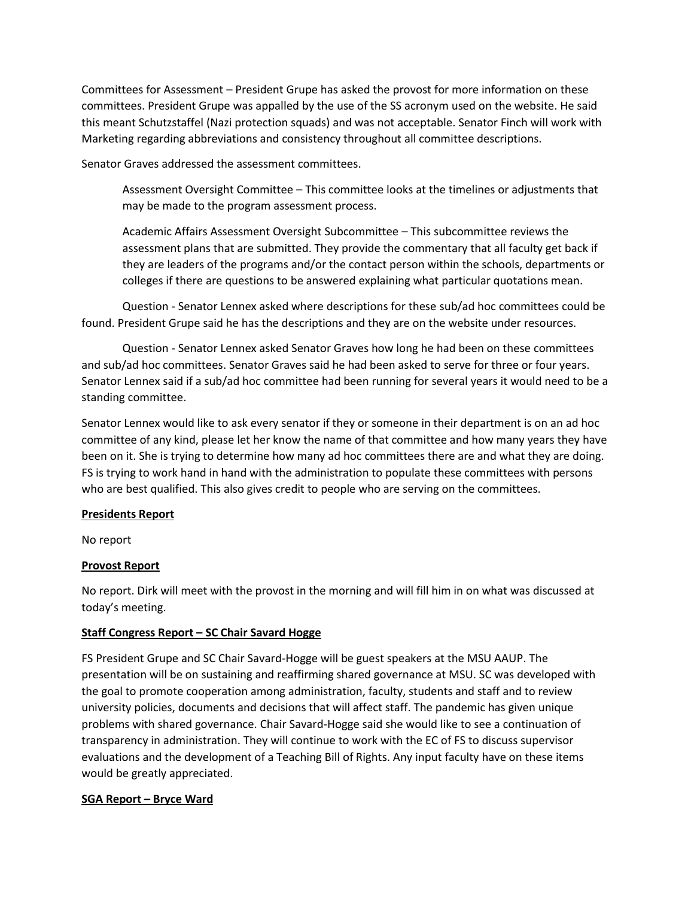Committees for Assessment – President Grupe has asked the provost for more information on these committees. President Grupe was appalled by the use of the SS acronym used on the website. He said this meant Schutzstaffel (Nazi protection squads) and was not acceptable. Senator Finch will work with Marketing regarding abbreviations and consistency throughout all committee descriptions.

Senator Graves addressed the assessment committees.

> Assessment Oversight Committee – This committee looks at the timelines or adjustments that may be made to the program assessment process.
>
> Academic Affairs Assessment Oversight Subcommittee – This subcommittee reviews the assessment plans that are submitted. They provide the commentary that all faculty get back if they are leaders of the programs and/or the contact person within the schools, departments or colleges if there are questions to be answered explaining what particular quotations mean.

Question - Senator Lennex asked where descriptions for these sub/ad hoc committees could be found. President Grupe said he has the descriptions and they are on the website under resources.

Question - Senator Lennex asked Senator Graves how long he had been on these committees and sub/ad hoc committees. Senator Graves said he had been asked to serve for three or four years. Senator Lennex said if a sub/ad hoc committee had been running for several years it would need to be a standing committee.

Senator Lennex would like to ask every senator if they or someone in their department is on an ad hoc committee of any kind, please let her know the name of that committee and how many years they have been on it. She is trying to determine how many ad hoc committees there are and what they are doing. FS is trying to work hand in hand with the administration to populate these committees with persons who are best qualified. This also gives credit to people who are serving on the committees.

**Presidents Report**

No report

**Provost Report**

No report. Dirk will meet with the provost in the morning and will fill him in on what was discussed at today's meeting.

**Staff Congress Report – SC Chair Savard Hogge**

FS President Grupe and SC Chair Savard-Hogge will be guest speakers at the MSU AAUP. The presentation will be on sustaining and reaffirming shared governance at MSU. SC was developed with the goal to promote cooperation among administration, faculty, students and staff and to review university policies, documents and decisions that will affect staff. The pandemic has given unique problems with shared governance. Chair Savard-Hogge said she would like to see a continuation of transparency in administration. They will continue to work with the EC of FS to discuss supervisor evaluations and the development of a Teaching Bill of Rights. Any input faculty have on these items would be greatly appreciated.

**SGA Report – Bryce Ward**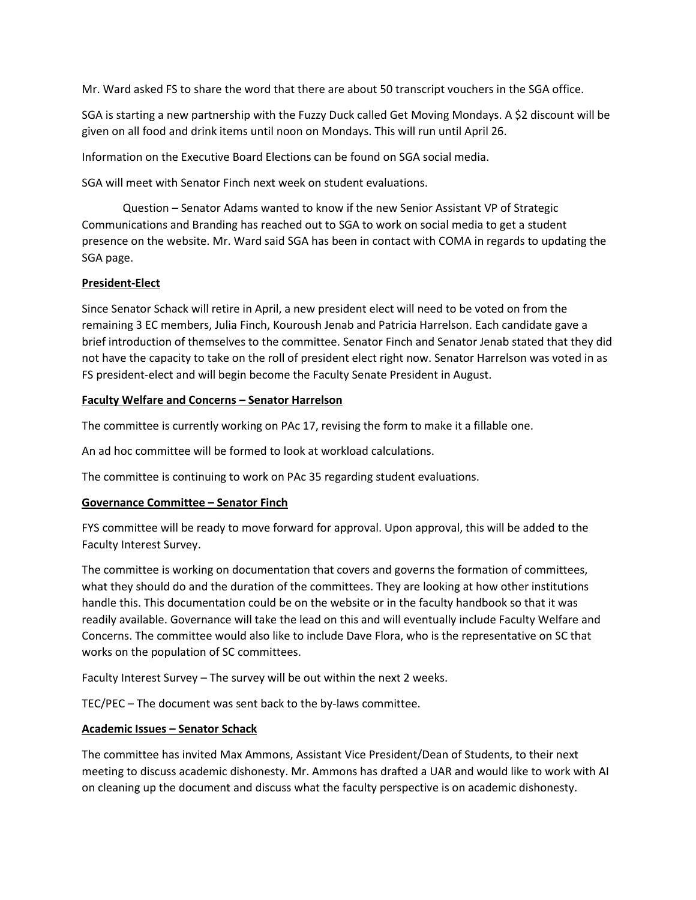Mr. Ward asked FS to share the word that there are about 50 transcript vouchers in the SGA office.

SGA is starting a new partnership with the Fuzzy Duck called Get Moving Mondays. A $2 discount will be given on all food and drink items until noon on Mondays. This will run until April 26.

Information on the Executive Board Elections can be found on SGA social media.

SGA will meet with Senator Finch next week on student evaluations.

Question – Senator Adams wanted to know if the new Senior Assistant VP of Strategic Communications and Branding has reached out to SGA to work on social media to get a student presence on the website. Mr. Ward said SGA has been in contact with COMA in regards to updating the SGA page.

**President-Elect**

Since Senator Schack will retire in April, a new president elect will need to be voted on from the remaining 3 EC members, Julia Finch, Kouroush Jenab and Patricia Harrelson. Each candidate gave a brief introduction of themselves to the committee. Senator Finch and Senator Jenab stated that they did not have the capacity to take on the roll of president elect right now. Senator Harrelson was voted in as FS president-elect and will begin become the Faculty Senate President in August.

**Faculty Welfare and Concerns – Senator Harrelson**

The committee is currently working on PAc 17, revising the form to make it a fillable one.

An ad hoc committee will be formed to look at workload calculations.

The committee is continuing to work on PAc 35 regarding student evaluations.

**Governance Committee – Senator Finch**

FYS committee will be ready to move forward for approval. Upon approval, this will be added to the Faculty Interest Survey.

The committee is working on documentation that covers and governs the formation of committees, what they should do and the duration of the committees. They are looking at how other institutions handle this. This documentation could be on the website or in the faculty handbook so that it was readily available. Governance will take the lead on this and will eventually include Faculty Welfare and Concerns. The committee would also like to include Dave Flora, who is the representative on SC that works on the population of SC committees.

Faculty Interest Survey – The survey will be out within the next 2 weeks.

TEC/PEC – The document was sent back to the by-laws committee.

**Academic Issues – Senator Schack**

The committee has invited Max Ammons, Assistant Vice President/Dean of Students, to their next meeting to discuss academic dishonesty. Mr. Ammons has drafted a UAR and would like to work with AI on cleaning up the document and discuss what the faculty perspective is on academic dishonesty.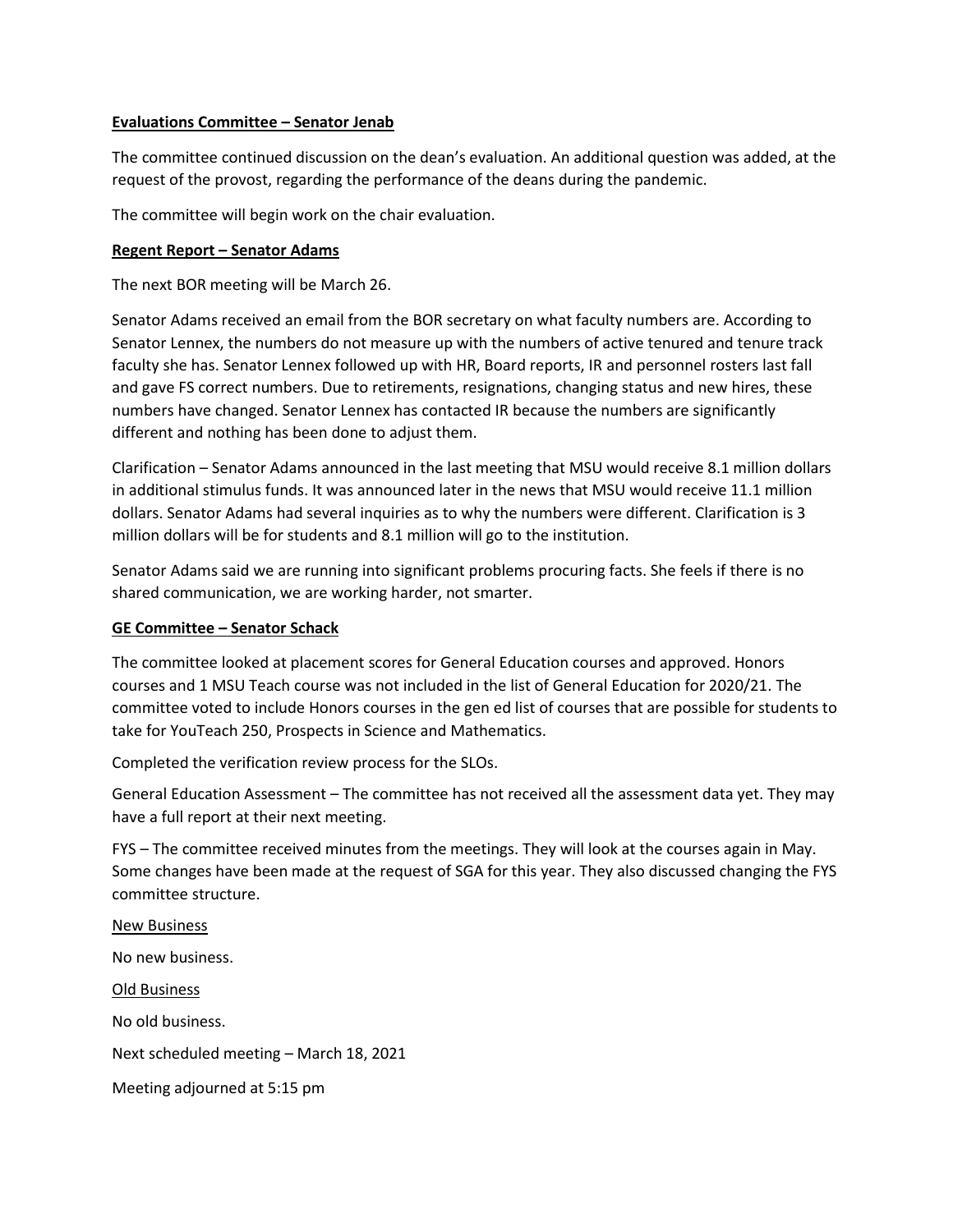**Evaluations Committee – Senator Jenab**

The committee continued discussion on the dean's evaluation. An additional question was added, at the request of the provost, regarding the performance of the deans during the pandemic.

The committee will begin work on the chair evaluation.

**Regent Report – Senator Adams**

The next BOR meeting will be March 26.

Senator Adams received an email from the BOR secretary on what faculty numbers are. According to Senator Lennex, the numbers do not measure up with the numbers of active tenured and tenure track faculty she has. Senator Lennex followed up with HR, Board reports, IR and personnel rosters last fall and gave FS correct numbers. Due to retirements, resignations, changing status and new hires, these numbers have changed. Senator Lennex has contacted IR because the numbers are significantly different and nothing has been done to adjust them.

Clarification – Senator Adams announced in the last meeting that MSU would receive 8.1 million dollars in additional stimulus funds. It was announced later in the news that MSU would receive 11.1 million dollars. Senator Adams had several inquiries as to why the numbers were different. Clarification is 3 million dollars will be for students and 8.1 million will go to the institution.

Senator Adams said we are running into significant problems procuring facts. She feels if there is no shared communication, we are working harder, not smarter.

**GE Committee – Senator Schack**

The committee looked at placement scores for General Education courses and approved. Honors courses and 1 MSU Teach course was not included in the list of General Education for 2020/21. The committee voted to include Honors courses in the gen ed list of courses that are possible for students to take for YouTeach 250, Prospects in Science and Mathematics.

Completed the verification review process for the SLOs.

General Education Assessment – The committee has not received all the assessment data yet. They may have a full report at their next meeting.

FYS – The committee received minutes from the meetings. They will look at the courses again in May. Some changes have been made at the request of SGA for this year. They also discussed changing the FYS committee structure.

New Business

No new business.

Old Business

No old business.

Next scheduled meeting – March 18, 2021

Meeting adjourned at 5:15 pm